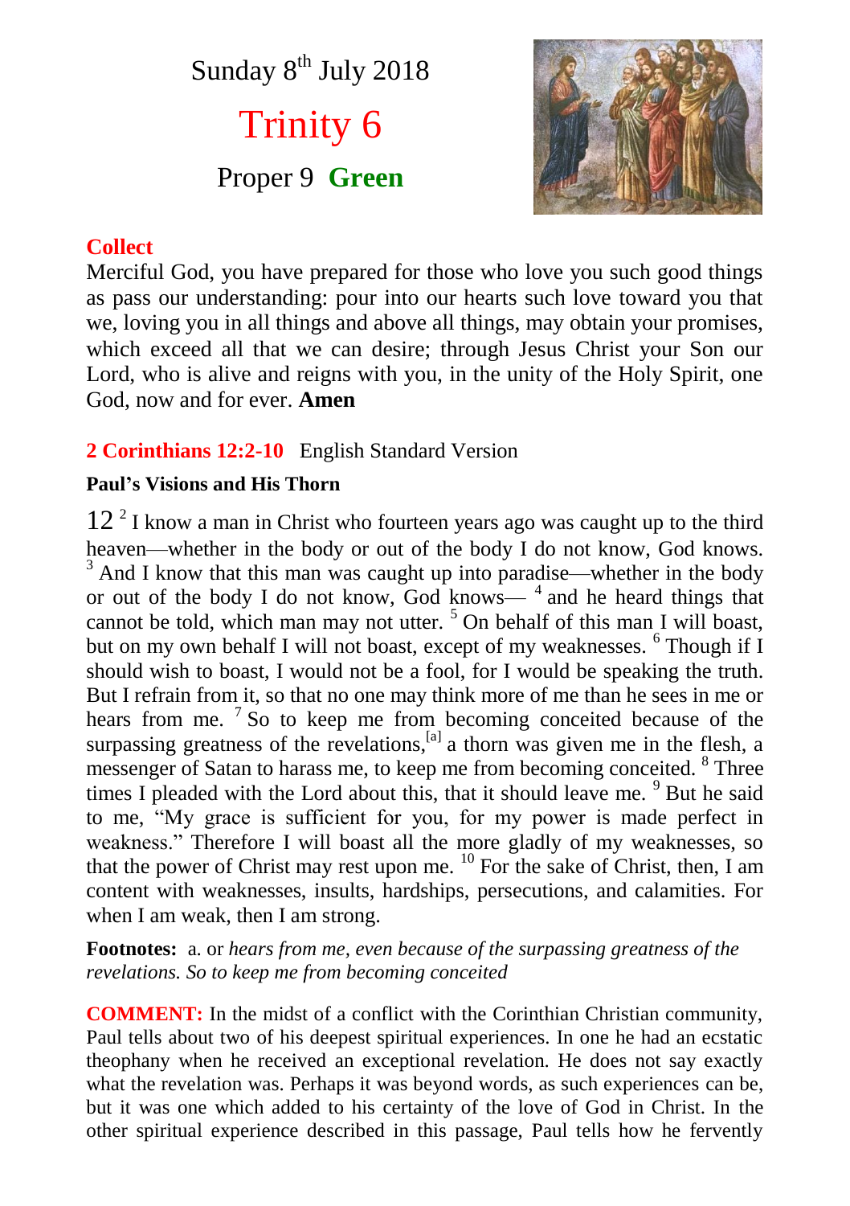Sunday 8th July 2018

# Trinity 6

Proper 9 **Green**

## Collect

Merciful God, you have prepared for those who love you such good things as pass our understanding: pour into our hearts such love toward you that we, loving you in all things and above all things, may obtain your promises, which exceed all that we can desire; through Jesus Christ your Son our Lord, who is alive and reigns with you, in the unity of the Holy Spirit, one God, now and for ever. **Amen**

### 2 Corinthians 12:2-10 English Standard Version

**Paul's Visions and His Thorn**

12 [2] I know a man in Christ who fourteen years ago was caught up to the third heaven—whether in the body or out of the body I do not know, God knows. [3] And I know that this man was caught up into paradise—whether in the body or out of the body I do not know, God knows— [4] and he heard things that cannot be told, which man may not utter. [5] On behalf of this man I will boast, but on my own behalf I will not boast, except of my weaknesses. [6] Though if I should wish to boast, I would not be a fool, for I would be speaking the truth. But I refrain from it, so that no one may think more of me than he sees in me or hears from me. [7] So to keep me from becoming conceited because of the surpassing greatness of the revelations,[a] a thorn was given me in the flesh, a messenger of Satan to harass me, to keep me from becoming conceited. [8] Three times I pleaded with the Lord about this, that it should leave me. [9] But he said to me, "My grace is sufficient for you, for my power is made perfect in weakness." Therefore I will boast all the more gladly of my weaknesses, so that the power of Christ may rest upon me. [10] For the sake of Christ, then, I am content with weaknesses, insults, hardships, persecutions, and calamities. For when I am weak, then I am strong.

**Footnotes:** a. or *hears from me, even because of the surpassing greatness of the revelations. So to keep me from becoming conceited*

**COMMENT:** In the midst of a conflict with the Corinthian Christian community, Paul tells about two of his deepest spiritual experiences. In one he had an ecstatic theophany when he received an exceptional revelation. He does not say exactly what the revelation was. Perhaps it was beyond words, as such experiences can be, but it was one which added to his certainty of the love of God in Christ. In the other spiritual experience described in this passage, Paul tells how he fervently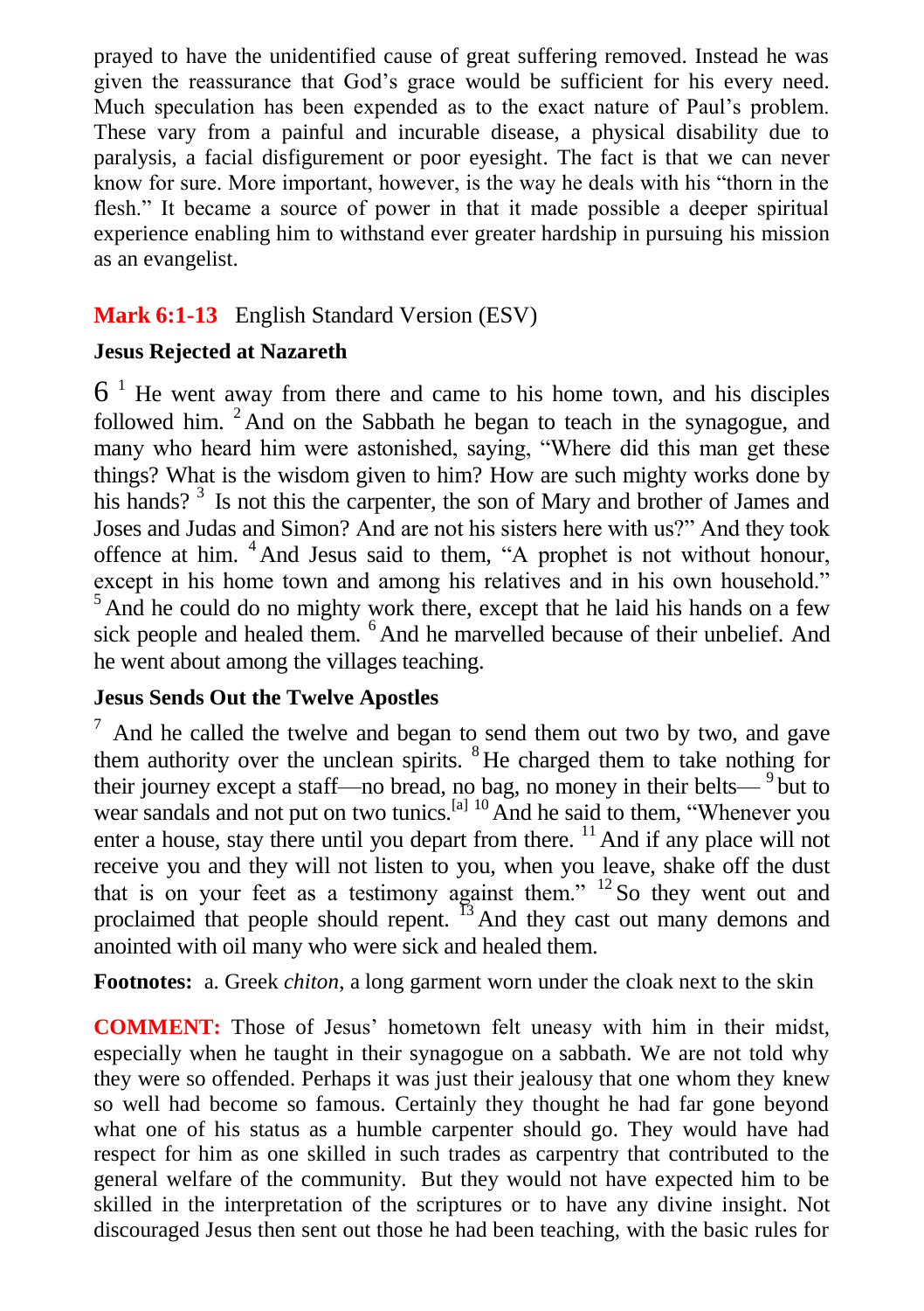prayed to have the unidentified cause of great suffering removed. Instead he was given the reassurance that God's grace would be sufficient for his every need. Much speculation has been expended as to the exact nature of Paul's problem. These vary from a painful and incurable disease, a physical disability due to paralysis, a facial disfigurement or poor eyesight. The fact is that we can never know for sure. More important, however, is the way he deals with his "thorn in the flesh." It became a source of power in that it made possible a deeper spiritual experience enabling him to withstand ever greater hardship in pursuing his mission as an evangelist.

## **Mark 6:1-13** English Standard Version (ESV)

### Jesus Rejected at Nazareth

6 [1] He went away from there and came to his home town, and his disciples followed him. [2] And on the Sabbath he began to teach in the synagogue, and many who heard him were astonished, saying, "Where did this man get these things? What is the wisdom given to him? How are such mighty works done by his hands? [3] Is not this the carpenter, the son of Mary and brother of James and Joses and Judas and Simon? And are not his sisters here with us?" And they took offence at him. [4] And Jesus said to them, "A prophet is not without honour, except in his home town and among his relatives and in his own household." [5] And he could do no mighty work there, except that he laid his hands on a few sick people and healed them. [6] And he marvelled because of their unbelief. And he went about among the villages teaching.

### Jesus Sends Out the Twelve Apostles

[7] And he called the twelve and began to send them out two by two, and gave them authority over the unclean spirits. [8] He charged them to take nothing for their journey except a staff—no bread, no bag, no money in their belts— [9] but to wear sandals and not put on two tunics.[a] [10] And he said to them, "Whenever you enter a house, stay there until you depart from there. [11] And if any place will not receive you and they will not listen to you, when you leave, shake off the dust that is on your feet as a testimony against them." [12] So they went out and proclaimed that people should repent. [13] And they cast out many demons and anointed with oil many who were sick and healed them.

**Footnotes:** a. Greek *chiton*, a long garment worn under the cloak next to the skin

**COMMENT:** Those of Jesus' hometown felt uneasy with him in their midst, especially when he taught in their synagogue on a sabbath. We are not told why they were so offended. Perhaps it was just their jealousy that one whom they knew so well had become so famous. Certainly they thought he had far gone beyond what one of his status as a humble carpenter should go. They would have had respect for him as one skilled in such trades as carpentry that contributed to the general welfare of the community. But they would not have expected him to be skilled in the interpretation of the scriptures or to have any divine insight. Not discouraged Jesus then sent out those he had been teaching, with the basic rules for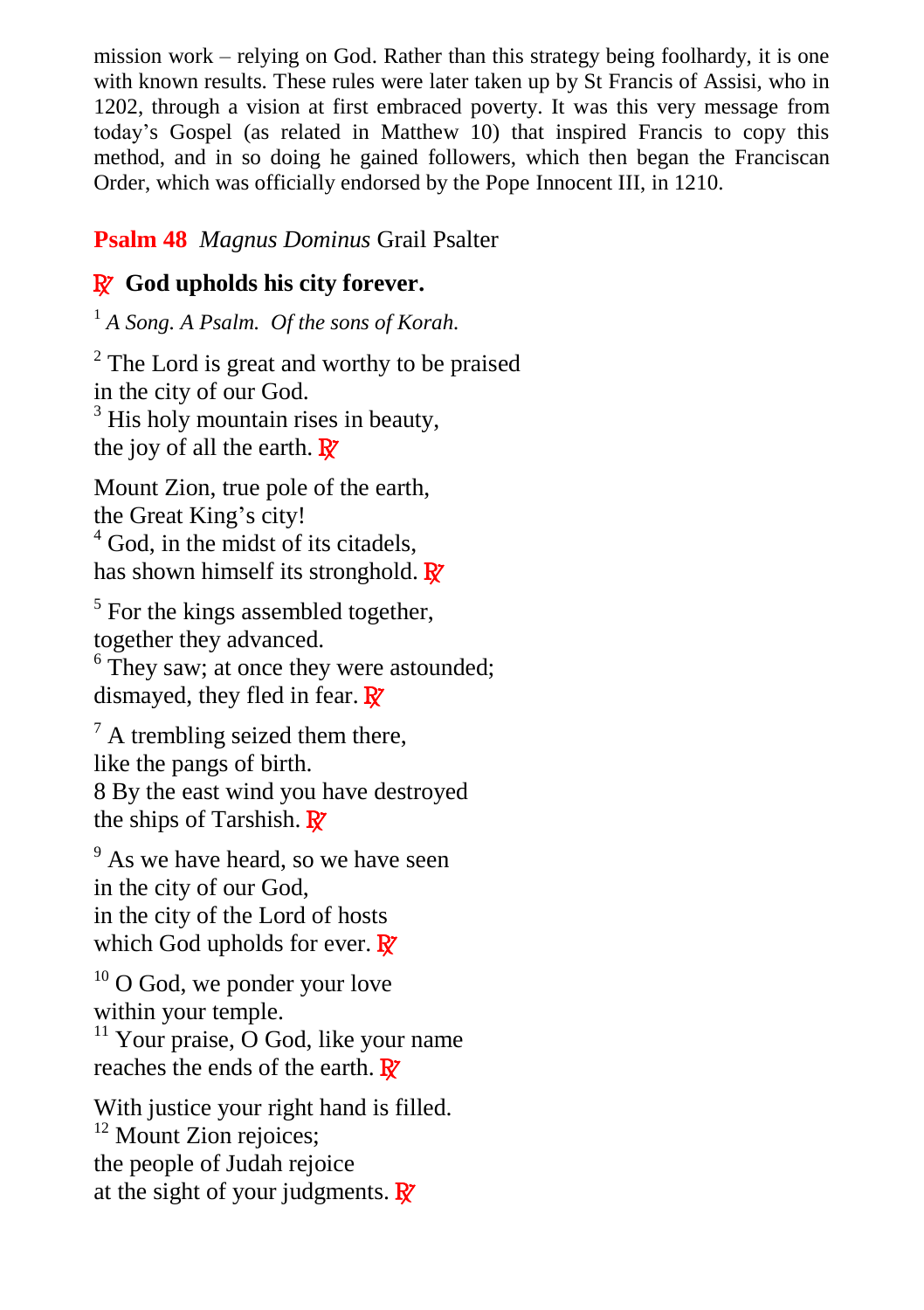mission work – relying on God. Rather than this strategy being foolhardy, it is one with known results. These rules were later taken up by St Francis of Assisi, who in 1202, through a vision at first embraced poverty. It was this very message from today's Gospel (as related in Matthew 10) that inspired Francis to copy this method, and in so doing he gained followers, which then began the Franciscan Order, which was officially endorsed by the Pope Innocent III, in 1210.

**Psalm 48** *Magnus Dominus* Grail Psalter

**℟ God upholds his city forever.**

[1] *A Song. A Psalm. Of the sons of Korah.*

[2] The Lord is great and worthy to be praised
in the city of our God.
[3] His holy mountain rises in beauty,
the joy of all the earth. ℟

Mount Zion, true pole of the earth,
the Great King's city!
[4] God, in the midst of its citadels,
has shown himself its stronghold. ℟

[5] For the kings assembled together,
together they advanced.
[6] They saw; at once they were astounded;
dismayed, they fled in fear. ℟

[7] A trembling seized them there,
like the pangs of birth.
8 By the east wind you have destroyed
the ships of Tarshish. ℟

[9] As we have heard, so we have seen
in the city of our God,
in the city of the Lord of hosts
which God upholds for ever. ℟

[10] O God, we ponder your love
within your temple.
[11] Your praise, O God, like your name
reaches the ends of the earth. ℟

With justice your right hand is filled.
[12] Mount Zion rejoices;
the people of Judah rejoice
at the sight of your judgments. ℟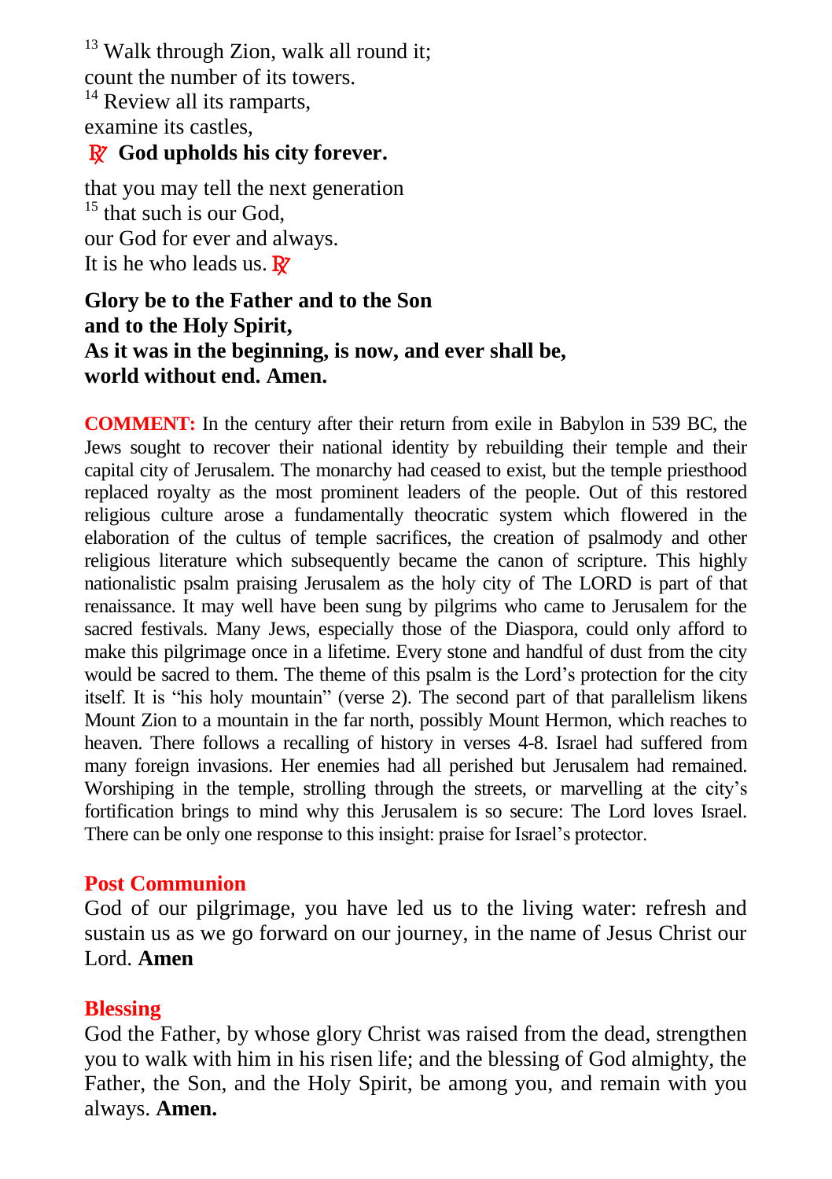[13] Walk through Zion, walk all round it;
count the number of its towers.
[14] Review all its ramparts,
examine its castles,
℟ **God upholds his city forever.**

that you may tell the next generation
[15] that such is our God,
our God for ever and always.
It is he who leads us. ℟

**Glory be to the Father and to the Son**
**and to the Holy Spirit,**
**As it was in the beginning, is now, and ever shall be,**
**world without end. Amen.**

**COMMENT:** In the century after their return from exile in Babylon in 539 BC, the Jews sought to recover their national identity by rebuilding their temple and their capital city of Jerusalem. The monarchy had ceased to exist, but the temple priesthood replaced royalty as the most prominent leaders of the people. Out of this restored religious culture arose a fundamentally theocratic system which flowered in the elaboration of the cultus of temple sacrifices, the creation of psalmody and other religious literature which subsequently became the canon of scripture. This highly nationalistic psalm praising Jerusalem as the holy city of The LORD is part of that renaissance. It may well have been sung by pilgrims who came to Jerusalem for the sacred festivals. Many Jews, especially those of the Diaspora, could only afford to make this pilgrimage once in a lifetime. Every stone and handful of dust from the city would be sacred to them. The theme of this psalm is the Lord's protection for the city itself. It is "his holy mountain" (verse 2). The second part of that parallelism likens Mount Zion to a mountain in the far north, possibly Mount Hermon, which reaches to heaven. There follows a recalling of history in verses 4-8. Israel had suffered from many foreign invasions. Her enemies had all perished but Jerusalem had remained. Worshiping in the temple, strolling through the streets, or marvelling at the city's fortification brings to mind why this Jerusalem is so secure: The Lord loves Israel. There can be only one response to this insight: praise for Israel's protector.

## Post Communion

God of our pilgrimage, you have led us to the living water: refresh and sustain us as we go forward on our journey, in the name of Jesus Christ our Lord. **Amen**

## Blessing

God the Father, by whose glory Christ was raised from the dead, strengthen you to walk with him in his risen life; and the blessing of God almighty, the Father, the Son, and the Holy Spirit, be among you, and remain with you always. **Amen.**